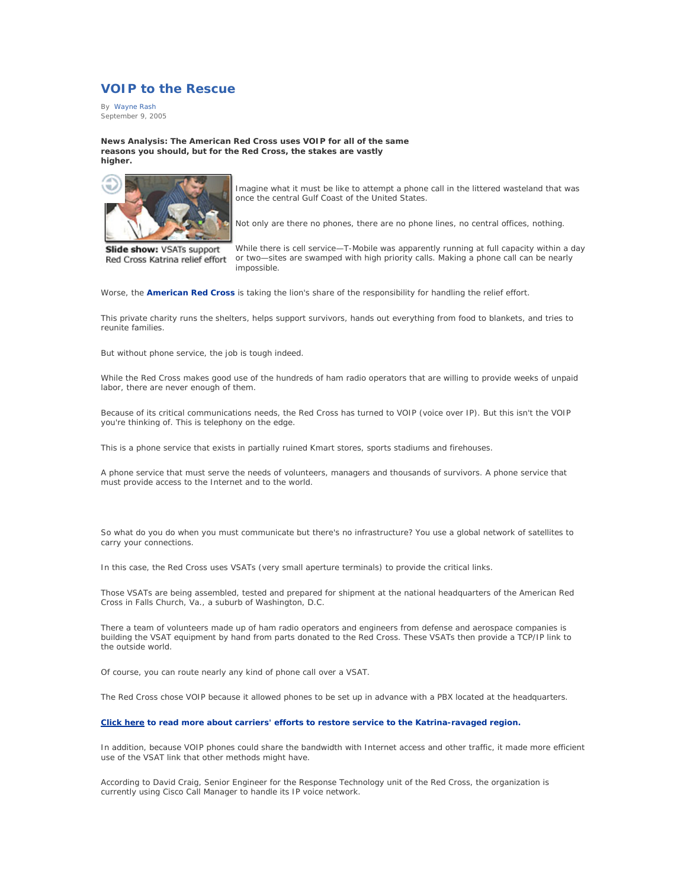# VOIP to the Rescue

By Wayne Rash
September 9, 2005

**News Analysis: The American Red Cross uses VOIP for all of the same reasons you should, but for the Red Cross, the stakes are vastly higher.**

**Slide show:** VSATs support Red Cross Katrina relief effort

Imagine what it must be like to attempt a phone call in the littered wasteland that was once the central Gulf Coast of the United States.

Not only are there no phones, there are no phone lines, no central offices, nothing.

While there is cell service—T-Mobile was apparently running at full capacity within a day or two—sites are swamped with high priority calls. Making a phone call can be nearly impossible.

Worse, the **American Red Cross** is taking the lion's share of the responsibility for handling the relief effort.

This private charity runs the shelters, helps support survivors, hands out everything from food to blankets, and tries to reunite families.

But without phone service, the job is tough indeed.

While the Red Cross makes good use of the hundreds of ham radio operators that are willing to provide weeks of unpaid labor, there are never enough of them.

Because of its critical communications needs, the Red Cross has turned to VOIP (voice over IP). But this isn't the VOIP you're thinking of. This is telephony on the edge.

This is a phone service that exists in partially ruined Kmart stores, sports stadiums and firehouses.

A phone service that must serve the needs of volunteers, managers and thousands of survivors. A phone service that must provide access to the Internet and to the world.

So what do you do when you must communicate but there's no infrastructure? You use a global network of satellites to carry your connections.

In this case, the Red Cross uses VSATs (very small aperture terminals) to provide the critical links.

Those VSATs are being assembled, tested and prepared for shipment at the national headquarters of the American Red Cross in Falls Church, Va., a suburb of Washington, D.C.

There a team of volunteers made up of ham radio operators and engineers from defense and aerospace companies is building the VSAT equipment by hand from parts donated to the Red Cross. These VSATs then provide a TCP/IP link to the outside world.

Of course, you can route nearly any kind of phone call over a VSAT.

The Red Cross chose VOIP because it allowed phones to be set up in advance with a PBX located at the headquarters.

**Click here to read more about carriers' efforts to restore service to the Katrina-ravaged region.**

In addition, because VOIP phones could share the bandwidth with Internet access and other traffic, it made more efficient use of the VSAT link that other methods might have.

According to David Craig, Senior Engineer for the Response Technology unit of the Red Cross, the organization is currently using Cisco Call Manager to handle its IP voice network.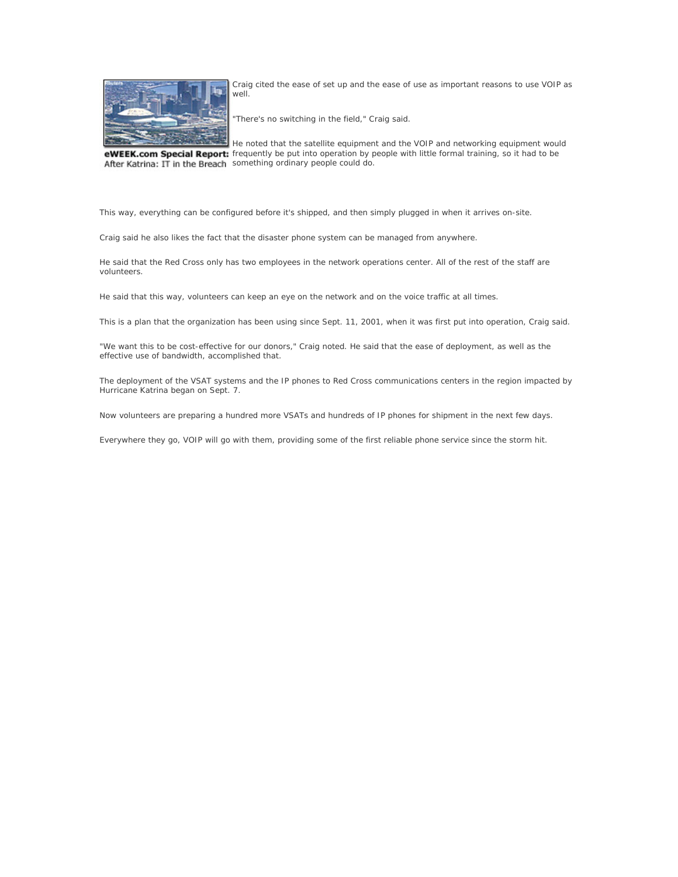eWEEK.com Special Report: After Katrina: IT in the Breach

Craig cited the ease of set up and the ease of use as important reasons to use VOIP as well.

"There's no switching in the field," Craig said.

He noted that the satellite equipment and the VOIP and networking equipment would frequently be put into operation by people with little formal training, so it had to be something ordinary people could do.

This way, everything can be configured before it's shipped, and then simply plugged in when it arrives on-site.

Craig said he also likes the fact that the disaster phone system can be managed from anywhere.

He said that the Red Cross only has two employees in the network operations center. All of the rest of the staff are volunteers.

He said that this way, volunteers can keep an eye on the network and on the voice traffic at all times.

This is a plan that the organization has been using since Sept. 11, 2001, when it was first put into operation, Craig said.

"We want this to be cost-effective for our donors," Craig noted. He said that the ease of deployment, as well as the effective use of bandwidth, accomplished that.

The deployment of the VSAT systems and the IP phones to Red Cross communications centers in the region impacted by Hurricane Katrina began on Sept. 7.

Now volunteers are preparing a hundred more VSATs and hundreds of IP phones for shipment in the next few days.

Everywhere they go, VOIP will go with them, providing some of the first reliable phone service since the storm hit.